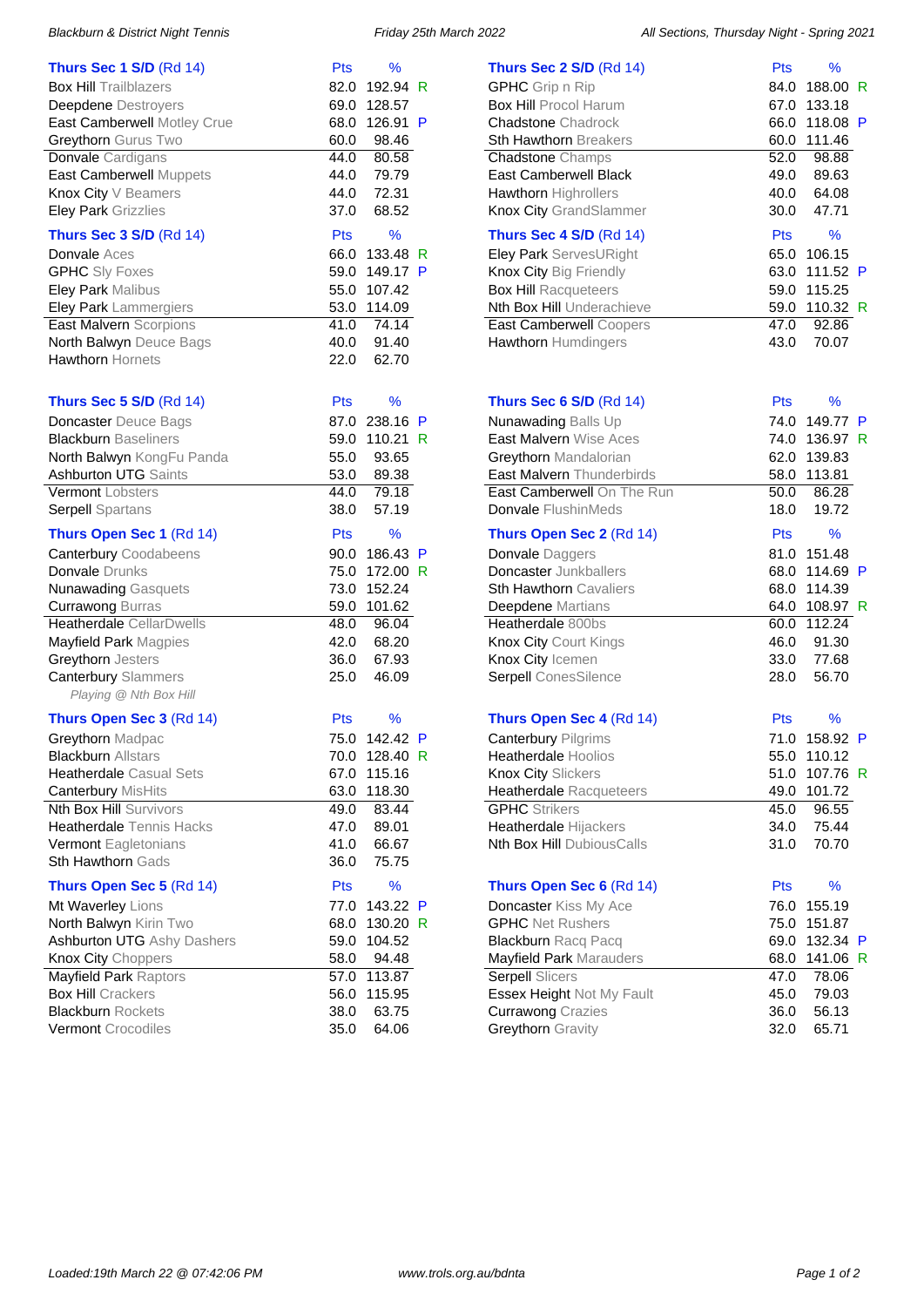### Thurs Sec 1 S/D (Rd 14)

| Team | Pts | % | |
|---|---|---|---|
| Box Hill Trailblazers | 82.0 | 192.94 | R |
| Deepdene Destroyers | 69.0 | 128.57 | |
| East Camberwell Motley Crue | 68.0 | 126.91 | P |
| Greythorn Gurus Two | 60.0 | 98.46 | |
| Donvale Cardigans | 44.0 | 80.58 | |
| East Camberwell Muppets | 44.0 | 79.79 | |
| Knox City V Beamers | 44.0 | 72.31 | |
| Eley Park Grizzlies | 37.0 | 68.52 | |

### Thurs Sec 2 S/D (Rd 14)

| Team | Pts | % | |
|---|---|---|---|
| GPHC Grip n Rip | 84.0 | 188.00 | R |
| Box Hill Procol Harum | 67.0 | 133.18 | |
| Chadstone Chadrock | 66.0 | 118.08 | P |
| Sth Hawthorn Breakers | 60.0 | 111.46 | |
| Chadstone Champs | 52.0 | 98.88 | |
| East Camberwell Black | 49.0 | 89.63 | |
| Hawthorn Highrollers | 40.0 | 64.08 | |
| Knox City GrandSlammer | 30.0 | 47.71 | |

### Thurs Sec 3 S/D (Rd 14)

| Team | Pts | % | |
|---|---|---|---|
| Donvale Aces | 66.0 | 133.48 | R |
| GPHC Sly Foxes | 59.0 | 149.17 | P |
| Eley Park Malibus | 55.0 | 107.42 | |
| Eley Park Lammergiers | 53.0 | 114.09 | |
| East Malvern Scorpions | 41.0 | 74.14 | |
| North Balwyn Deuce Bags | 40.0 | 91.40 | |
| Hawthorn Hornets | 22.0 | 62.70 | |

### Thurs Sec 4 S/D (Rd 14)

| Team | Pts | % | |
|---|---|---|---|
| Eley Park ServesURight | 65.0 | 106.15 | |
| Knox City Big Friendly | 63.0 | 111.52 | P |
| Box Hill Racqueteers | 59.0 | 115.25 | |
| Nth Box Hill Underachieve | 59.0 | 110.32 | R |
| East Camberwell Coopers | 47.0 | 92.86 | |
| Hawthorn Humdingers | 43.0 | 70.07 | |

### Thurs Sec 5 S/D (Rd 14)

| Team | Pts | % | |
|---|---|---|---|
| Doncaster Deuce Bags | 87.0 | 238.16 | P |
| Blackburn Baseliners | 59.0 | 110.21 | R |
| North Balwyn KongFu Panda | 55.0 | 93.65 | |
| Ashburton UTG Saints | 53.0 | 89.38 | |
| Vermont Lobsters | 44.0 | 79.18 | |
| Serpell Spartans | 38.0 | 57.19 | |

### Thurs Sec 6 S/D (Rd 14)

| Team | Pts | % | |
|---|---|---|---|
| Nunawading Balls Up | 74.0 | 149.77 | P |
| East Malvern Wise Aces | 74.0 | 136.97 | R |
| Greythorn Mandalorian | 62.0 | 139.83 | |
| East Malvern Thunderbirds | 58.0 | 113.81 | |
| East Camberwell On The Run | 50.0 | 86.28 | |
| Donvale FlushinMeds | 18.0 | 19.72 | |

### Thurs Open Sec 1 (Rd 14)

| Team | Pts | % | |
|---|---|---|---|
| Canterbury Coodabeens | 90.0 | 186.43 | P |
| Donvale Drunks | 75.0 | 172.00 | R |
| Nunawading Gasquets | 73.0 | 152.24 | |
| Currawong Burras | 59.0 | 101.62 | |
| Heatherdale CellarDwells | 48.0 | 96.04 | |
| Mayfield Park Magpies | 42.0 | 68.20 | |
| Greythorn Jesters | 36.0 | 67.93 | |
| Canterbury Slammers | 25.0 | 46.09 | |

*Playing @ Nth Box Hill*

### Thurs Open Sec 2 (Rd 14)

| Team | Pts | % | |
|---|---|---|---|
| Donvale Daggers | 81.0 | 151.48 | |
| Doncaster Junkballers | 68.0 | 114.69 | P |
| Sth Hawthorn Cavaliers | 68.0 | 114.39 | |
| Deepdene Martians | 64.0 | 108.97 | R |
| Heatherdale 800bs | 60.0 | 112.24 | |
| Knox City Court Kings | 46.0 | 91.30 | |
| Knox City Icemen | 33.0 | 77.68 | |
| Serpell ConesSilence | 28.0 | 56.70 | |

### Thurs Open Sec 3 (Rd 14)

| Team | Pts | % | |
|---|---|---|---|
| Greythorn Madpac | 75.0 | 142.42 | P |
| Blackburn Allstars | 70.0 | 128.40 | R |
| Heatherdale Casual Sets | 67.0 | 115.16 | |
| Canterbury MisHits | 63.0 | 118.30 | |
| Nth Box Hill Survivors | 49.0 | 83.44 | |
| Heatherdale Tennis Hacks | 47.0 | 89.01 | |
| Vermont Eagletonians | 41.0 | 66.67 | |
| Sth Hawthorn Gads | 36.0 | 75.75 | |

### Thurs Open Sec 4 (Rd 14)

| Team | Pts | % | |
|---|---|---|---|
| Canterbury Pilgrims | 71.0 | 158.92 | P |
| Heatherdale Hoolios | 55.0 | 110.12 | |
| Knox City Slickers | 51.0 | 107.76 | R |
| Heatherdale Racqueteers | 49.0 | 101.72 | |
| GPHC Strikers | 45.0 | 96.55 | |
| Heatherdale Hijackers | 34.0 | 75.44 | |
| Nth Box Hill DubiousCalls | 31.0 | 70.70 | |

### Thurs Open Sec 5 (Rd 14)

| Team | Pts | % | |
|---|---|---|---|
| Mt Waverley Lions | 77.0 | 143.22 | P |
| North Balwyn Kirin Two | 68.0 | 130.20 | R |
| Ashburton UTG Ashy Dashers | 59.0 | 104.52 | |
| Knox City Choppers | 58.0 | 94.48 | |
| Mayfield Park Raptors | 57.0 | 113.87 | |
| Box Hill Crackers | 56.0 | 115.95 | |
| Blackburn Rockets | 38.0 | 63.75 | |
| Vermont Crocodiles | 35.0 | 64.06 | |

### Thurs Open Sec 6 (Rd 14)

| Team | Pts | % | |
|---|---|---|---|
| Doncaster Kiss My Ace | 76.0 | 155.19 | |
| GPHC Net Rushers | 75.0 | 151.87 | |
| Blackburn Racq Pacq | 69.0 | 132.34 | P |
| Mayfield Park Marauders | 68.0 | 141.06 | R |
| Serpell Slicers | 47.0 | 78.06 | |
| Essex Height Not My Fault | 45.0 | 79.03 | |
| Currawong Crazies | 36.0 | 56.13 | |
| Greythorn Gravity | 32.0 | 65.71 | |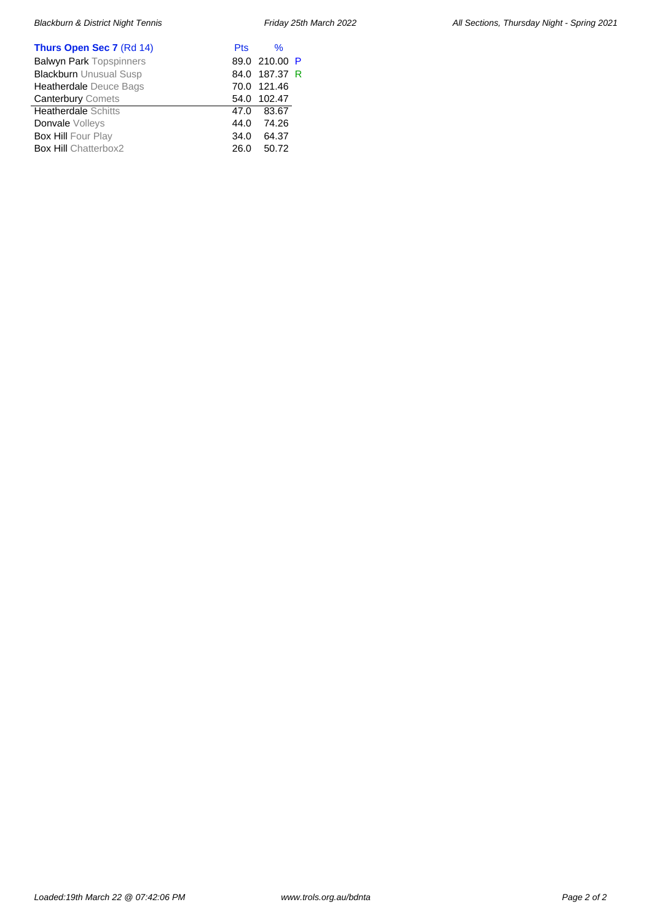| Thurs Open Sec 7 (Rd 14) | Pts | % | |
|---|---|---|---|
| Balwyn Park Topspinners | 89.0 | 210.00 | P |
| Blackburn Unusual Susp | 84.0 | 187.37 | R |
| Heatherdale Deuce Bags | 70.0 | 121.46 | |
| Canterbury Comets | 54.0 | 102.47 | |
| Heatherdale Schitts | 47.0 | 83.67 | |
| Donvale Volleys | 44.0 | 74.26 | |
| Box Hill Four Play | 34.0 | 64.37 | |
| Box Hill Chatterbox2 | 26.0 | 50.72 | |